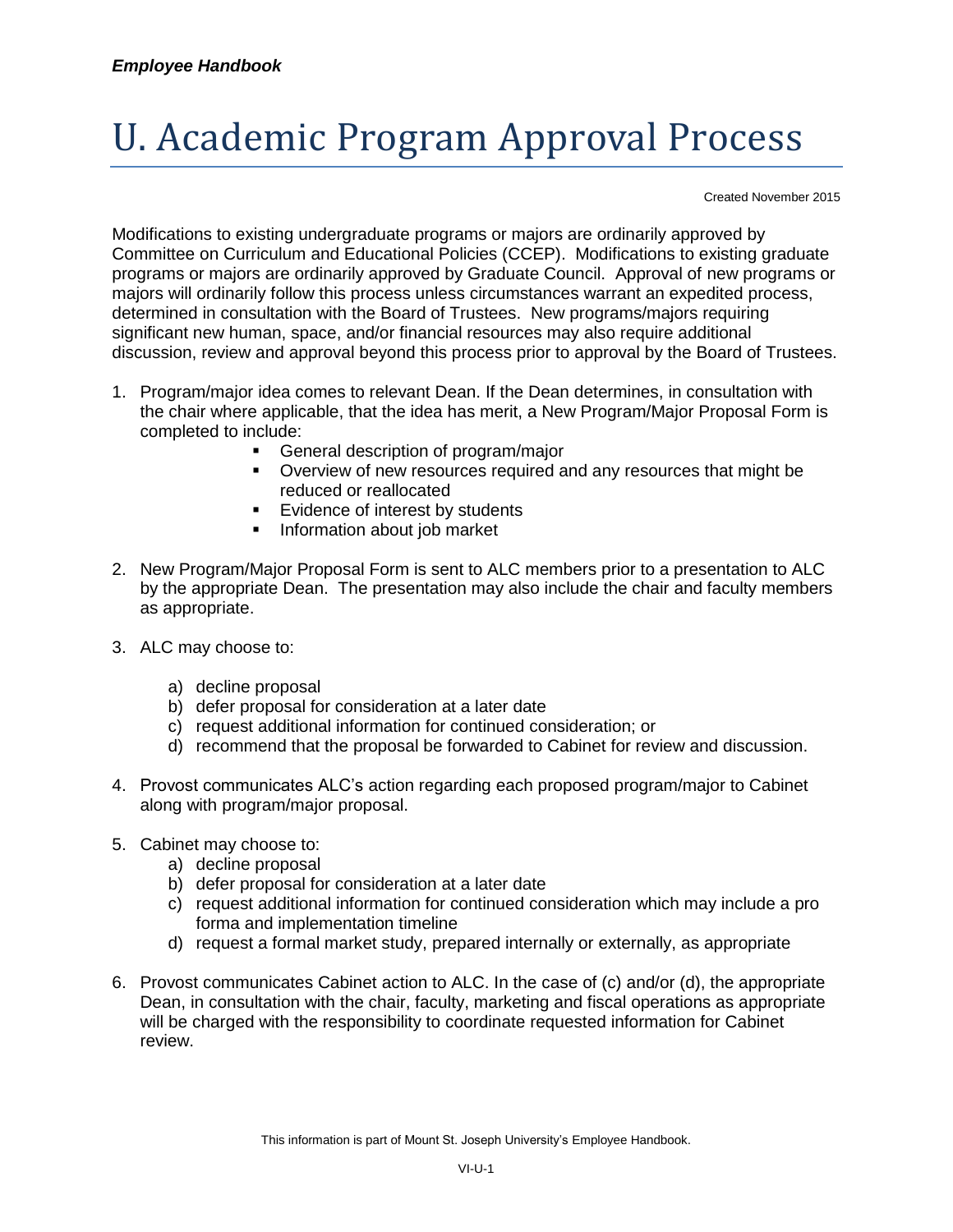# U. Academic Program Approval Process

Created November 2015

Modifications to existing undergraduate programs or majors are ordinarily approved by Committee on Curriculum and Educational Policies (CCEP). Modifications to existing graduate programs or majors are ordinarily approved by Graduate Council. Approval of new programs or majors will ordinarily follow this process unless circumstances warrant an expedited process, determined in consultation with the Board of Trustees. New programs/majors requiring significant new human, space, and/or financial resources may also require additional discussion, review and approval beyond this process prior to approval by the Board of Trustees.

1. Program/major idea comes to relevant Dean. If the Dean determines, in consultation with the chair where applicable, that the idea has merit, a New Program/Major Proposal Form is completed to include:
   - General description of program/major
   - Overview of new resources required and any resources that might be reduced or reallocated
   - Evidence of interest by students
   - Information about job market

2. New Program/Major Proposal Form is sent to ALC members prior to a presentation to ALC by the appropriate Dean. The presentation may also include the chair and faculty members as appropriate.

3. ALC may choose to:

   a) decline proposal
   b) defer proposal for consideration at a later date
   c) request additional information for continued consideration; or
   d) recommend that the proposal be forwarded to Cabinet for review and discussion.

4. Provost communicates ALC's action regarding each proposed program/major to Cabinet along with program/major proposal.

5. Cabinet may choose to:
   a) decline proposal
   b) defer proposal for consideration at a later date
   c) request additional information for continued consideration which may include a pro forma and implementation timeline
   d) request a formal market study, prepared internally or externally, as appropriate

6. Provost communicates Cabinet action to ALC. In the case of (c) and/or (d), the appropriate Dean, in consultation with the chair, faculty, marketing and fiscal operations as appropriate will be charged with the responsibility to coordinate requested information for Cabinet review.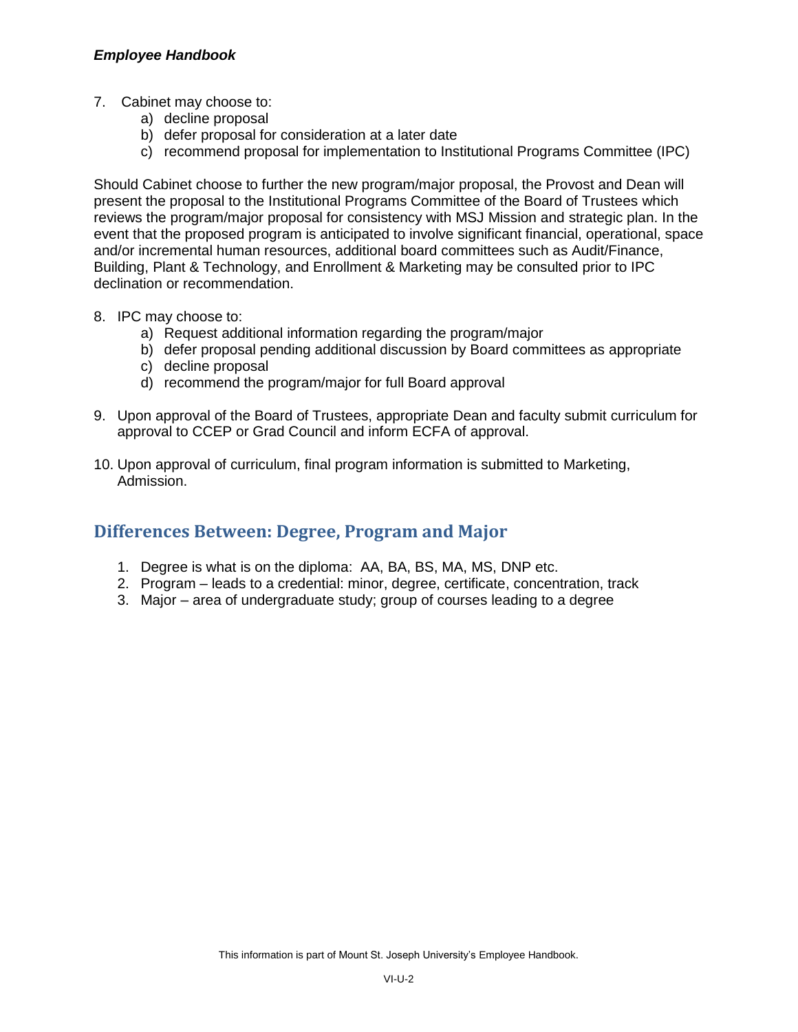7. Cabinet may choose to:
    a) decline proposal
    b) defer proposal for consideration at a later date
    c) recommend proposal for implementation to Institutional Programs Committee (IPC)

Should Cabinet choose to further the new program/major proposal, the Provost and Dean will present the proposal to the Institutional Programs Committee of the Board of Trustees which reviews the program/major proposal for consistency with MSJ Mission and strategic plan. In the event that the proposed program is anticipated to involve significant financial, operational, space and/or incremental human resources, additional board committees such as Audit/Finance, Building, Plant & Technology, and Enrollment & Marketing may be consulted prior to IPC declination or recommendation.

8. IPC may choose to:
    a) Request additional information regarding the program/major
    b) defer proposal pending additional discussion by Board committees as appropriate
    c) decline proposal
    d) recommend the program/major for full Board approval

9. Upon approval of the Board of Trustees, appropriate Dean and faculty submit curriculum for approval to CCEP or Grad Council and inform ECFA of approval.

10. Upon approval of curriculum, final program information is submitted to Marketing, Admission.

## Differences Between: Degree, Program and Major

1. Degree is what is on the diploma: AA, BA, BS, MA, MS, DNP etc.
2. Program – leads to a credential: minor, degree, certificate, concentration, track
3. Major – area of undergraduate study; group of courses leading to a degree